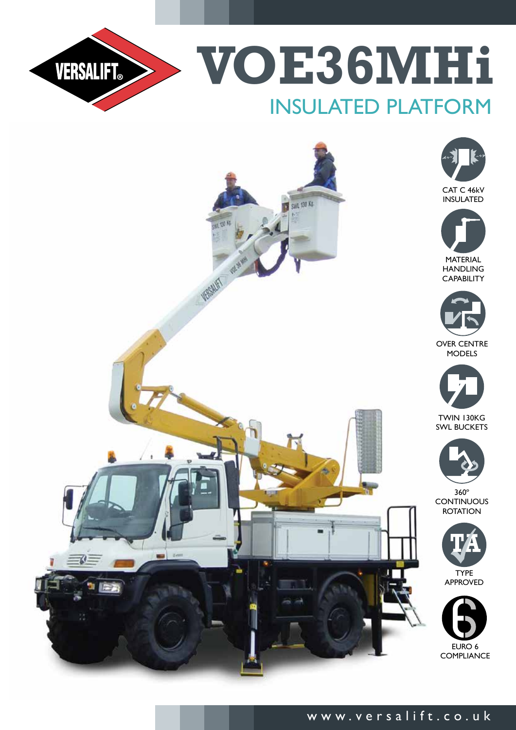# VOE36MHi

## INSULATED PLATFORM

- CAT C 46kV INSULATED
- MATERIAL HANDLING CAPABILITY
- OVER CENTRE MODELS
- TWIN 130KG SWL BUCKETS
- 360° CONTINUOUS ROTATION
- TYPE APPROVED
- EURO 6 COMPLIANCE

www.versalift.co.uk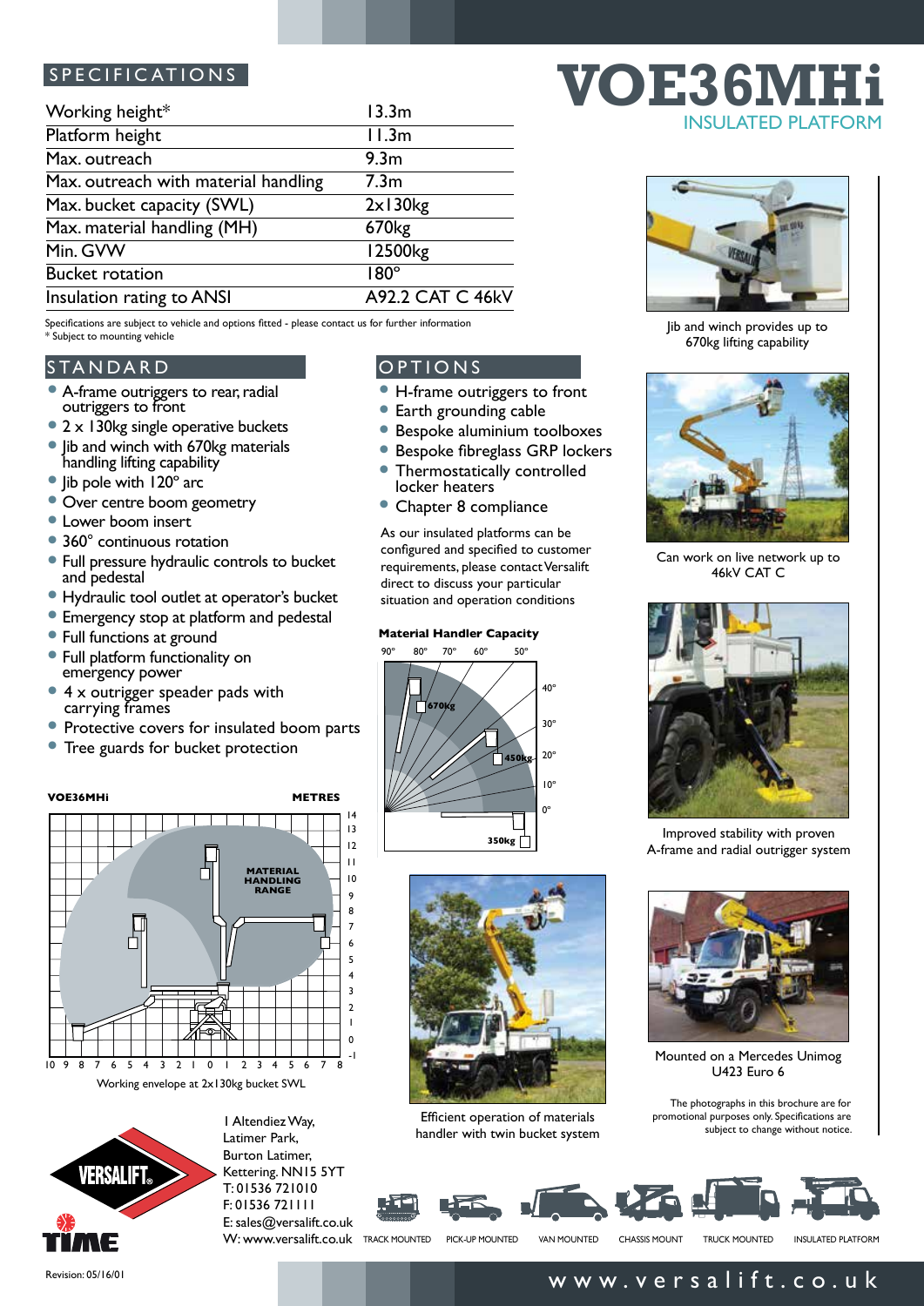# VOE36MHi

INSULATED PLATFORM

## SPECIFICATIONS

| | |
|---|---|
| Working height* | 13.3m |
| Platform height | 11.3m |
| Max. outreach | 9.3m |
| Max. outreach with material handling | 7.3m |
| Max. bucket capacity (SWL) | 2x130kg |
| Max. material handling (MH) | 670kg |
| Min. GVW | 12500kg |
| Bucket rotation | 180° |
| Insulation rating to ANSI | A92.2 CAT C 46kV |

Specifications are subject to vehicle and options fitted - please contact us for further information
* Subject to mounting vehicle

## STANDARD

- A-frame outriggers to rear, radial outriggers to front
- 2 x 130kg single operative buckets
- Jib and winch with 670kg materials handling lifting capability
- Jib pole with 120° arc
- Over centre boom geometry
- Lower boom insert
- 360° continuous rotation
- Full pressure hydraulic controls to bucket and pedestal
- Hydraulic tool outlet at operator's bucket
- Emergency stop at platform and pedestal
- Full functions at ground
- Full platform functionality on emergency power
- 4 x outrigger speader pads with carrying frames
- Protective covers for insulated boom parts
- Tree guards for bucket protection

VOE36MHi

METRES

MATERIAL HANDLING RANGE

14 13 12 11 10 9 8 7 6 5 4 3 2 1 0 -1

10 9 8 7 6 5 4 3 2 1 0 1 2 3 4 5 6 7 8

Working envelope at 2x130kg bucket SWL

## OPTIONS

- H-frame outriggers to front
- Earth grounding cable
- Bespoke aluminium toolboxes
- Bespoke fibreglass GRP lockers
- Thermostatically controlled locker heaters
- Chapter 8 compliance

As our insulated platforms can be configured and specified to customer requirements, please contact Versalift direct to discuss your particular situation and operation conditions

**Material Handler Capacity**

90° 80° 70° 60° 50°

40° 30° 20° 10° 0°

670kg

450kg

350kg

Efficient operation of materials handler with twin bucket system

Jib and winch provides up to 670kg lifting capability

Can work on live network up to 46kV CAT C

Improved stability with proven A-frame and radial outrigger system

Mounted on a Mercedes Unimog U423 Euro 6

The photographs in this brochure are for promotional purposes only. Specifications are subject to change without notice.

1 Altendiez Way,
Latimer Park,
Burton Latimer,
Kettering. NN15 5YT
T: 01536 721010
F: 01536 721111
E: sales@versalift.co.uk
W: www.versalift.co.uk

TRACK MOUNTED | PICK-UP MOUNTED | VAN MOUNTED | CHASSIS MOUNT | TRUCK MOUNTED | INSULATED PLATFORM

Revision: 05/16/01

www.versalift.co.uk